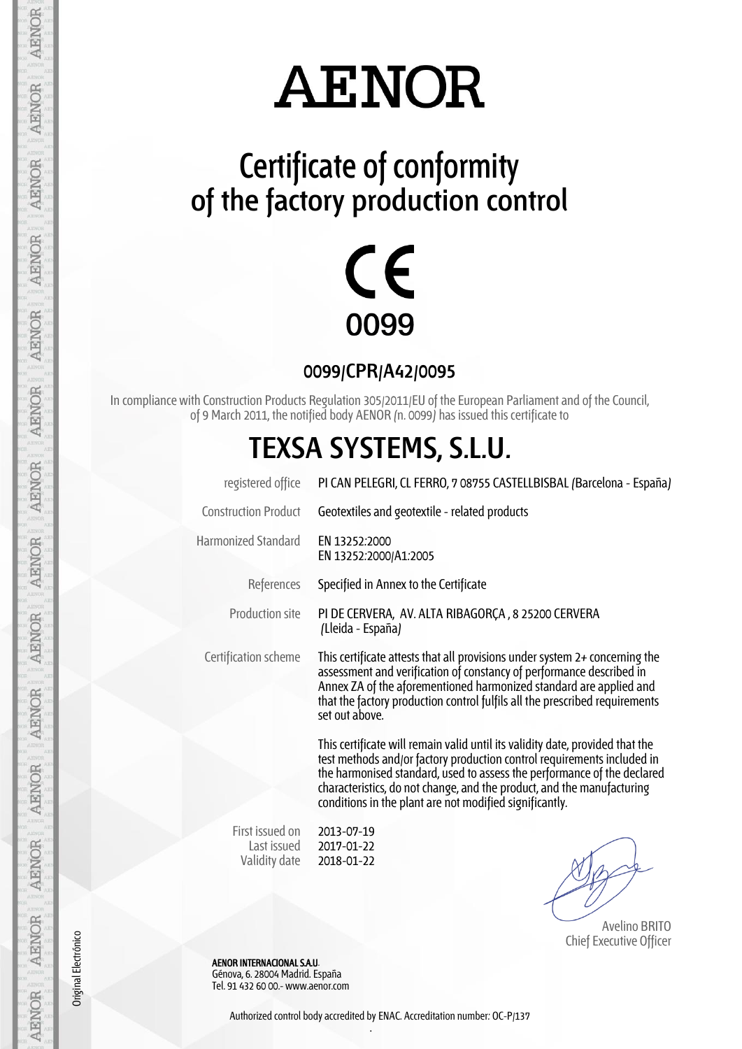# AENOR

## Certificate of conformity of the factory production control

CE 0099

### 0099/CPR/A42/0095

In compliance with Construction Products Regulation 305/2011/EU of the European Parliament and of the Council, of 9 March 2011, the notified body AENOR (n. 0099) has issued this certificate to

## TEXSA SYSTEMS, S.L.U.

| | |
|---|---|
| registered office | PI CAN PELEGRI, CL FERRO, 7 08755 CASTELLBISBAL (Barcelona - España) |
| Construction Product | Geotextiles and geotextile - related products |
| Harmonized Standard | EN 13252:2000<br>EN 13252:2000/A1:2005 |
| References | Specified in Annex to the Certificate |
| Production site | PI DE CERVERA, AV. ALTA RIBAGORÇA , 8 25200 CERVERA (Lleida - España) |
| Certification scheme | This certificate attests that all provisions under system 2+ concerning the assessment and verification of constancy of performance described in Annex ZA of the aforementioned harmonized standard are applied and that the factory production control fulfils all the prescribed requirements set out above.<br><br>This certificate will remain valid until its validity date, provided that the test methods and/or factory production control requirements included in the harmonised standard, used to assess the performance of the declared characteristics, do not change, and the product, and the manufacturing conditions in the plant are not modified significantly. |

First issued on 2013-07-19
Last issued 2017-01-22
Validity date 2018-01-22

Avelino BRITO
Chief Executive Officer

**AENOR INTERNACIONAL S.A.U.**
Génova, 6. 28004 Madrid. España
Tel. 91 432 60 00.- www.aenor.com

Authorized control body accredited by ENAC. Accreditation number: OC-P/137

Original Electrónico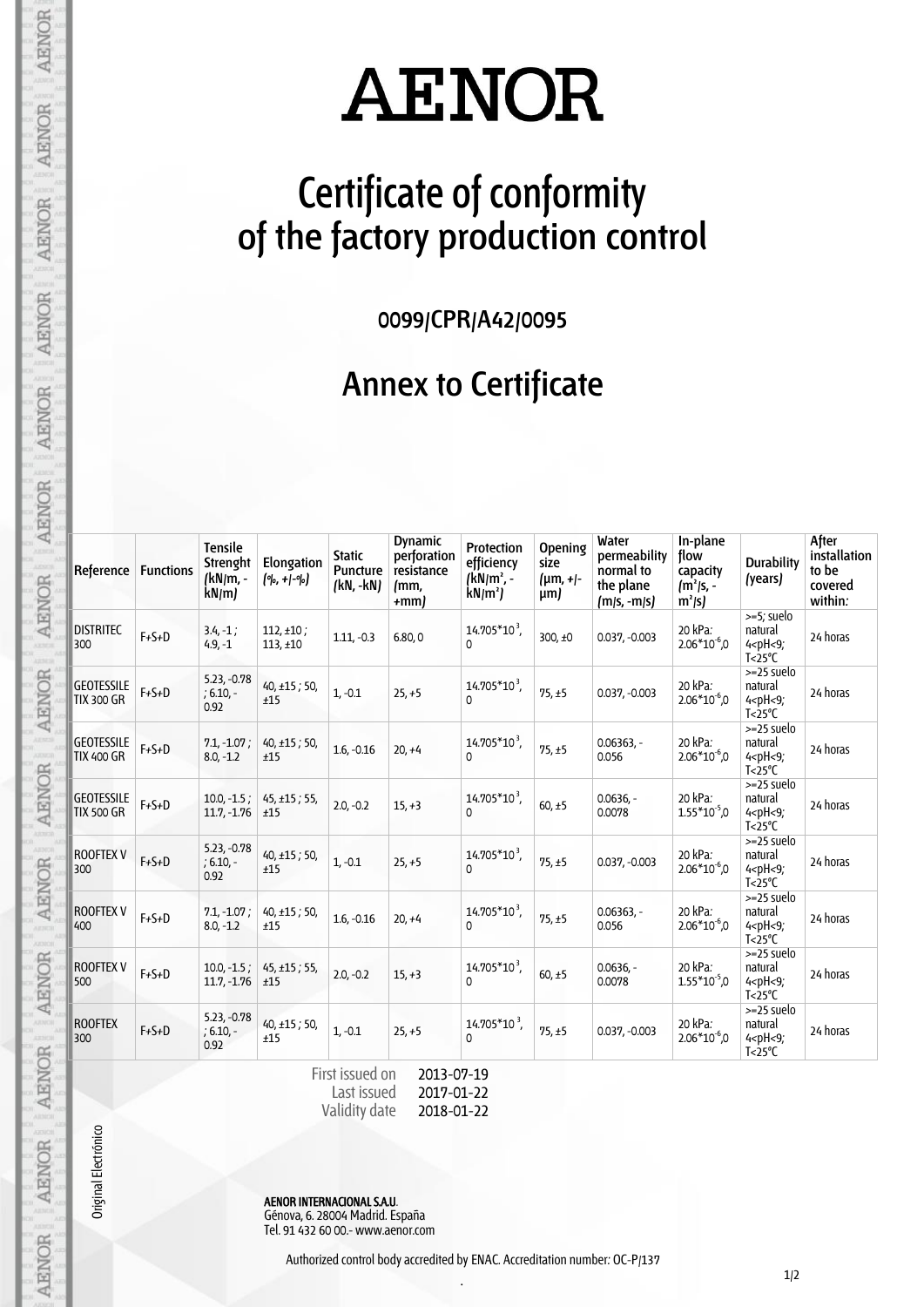# AENOR

# Certificate of conformity of the factory production control

## 0099/CPR/A42/0095

## Annex to Certificate

| Reference | Functions | Tensile Strenght (kN/m, -kN/m) | Elongation (%, +/-%) | Static Puncture (kN, -kN) | Dynamic perforation resistance (mm, +mm) | Protection efficiency (kN/m², -kN/m²) | Opening size (µm, +/-µm) | Water permeability normal to the plane (m/s, -m/s) | In-plane flow capacity (m²/s, -m²/s) | Durability (years) | After installation to be covered within: |
|---|---|---|---|---|---|---|---|---|---|---|---|
| DISTRITEC 300 | F+S+D | 3.4, -1 ; 4.9, -1 | 112, ±10 ; 113, ±10 | 1.11, -0.3 | 6.80, 0 | $14.705*10^3$, 0 | 300, ±0 | 0.037, -0.003 | 20 kPa: $2.06*10^{-6}$,0 | >=5; suelo natural 4<pH<9; T<25°C | 24 horas |
| GEOTESSILE TIX 300 GR | F+S+D | 5.23, -0.78 ; 6.10, -0.92 | 40, ±15 ; 50, ±15 | 1, -0.1 | 25, +5 | $14.705*10^3$, 0 | 75, ±5 | 0.037, -0.003 | 20 kPa: $2.06*10^{-6}$,0 | >=25 suelo natural 4<pH<9; T<25°C | 24 horas |
| GEOTESSILE TIX 400 GR | F+S+D | 7.1, -1.07 ; 8.0, -1.2 | 40, ±15 ; 50, ±15 | 1.6, -0.16 | 20, +4 | $14.705*10^3$, 0 | 75, ±5 | 0.06363, -0.056 | 20 kPa: $2.06*10^{-6}$,0 | >=25 suelo natural 4<pH<9; T<25°C | 24 horas |
| GEOTESSILE TIX 500 GR | F+S+D | 10.0, -1.5 ; 11.7, -1.76 | 45, ±15 ; 55, ±15 | 2.0, -0.2 | 15, +3 | $14.705*10^3$, 0 | 60, ±5 | 0.0636, -0.0078 | 20 kPa: $1.55*10^{-5}$,0 | >=25 suelo natural 4<pH<9; T<25°C | 24 horas |
| ROOFTEX V 300 | F+S+D | 5.23, -0.78 ; 6.10, -0.92 | 40, ±15 ; 50, ±15 | 1, -0.1 | 25, +5 | $14.705*10^3$, 0 | 75, ±5 | 0.037, -0.003 | 20 kPa: $2.06*10^{-6}$,0 | >=25 suelo natural 4<pH<9; T<25°C | 24 horas |
| ROOFTEX V 400 | F+S+D | 7.1, -1.07 ; 8.0, -1.2 | 40, ±15 ; 50, ±15 | 1.6, -0.16 | 20, +4 | $14.705*10^3$, 0 | 75, ±5 | 0.06363, -0.056 | 20 kPa: $2.06*10^{-6}$,0 | >=25 suelo natural 4<pH<9; T<25°C | 24 horas |
| ROOFTEX V 500 | F+S+D | 10.0, -1.5 ; 11.7, -1.76 | 45, ±15 ; 55, ±15 | 2.0, -0.2 | 15, +3 | $14.705*10^3$, 0 | 60, ±5 | 0.0636, -0.0078 | 20 kPa: $1.55*10^{-5}$,0 | >=25 suelo natural 4<pH<9; T<25°C | 24 horas |
| ROOFTEX 300 | F+S+D | 5.23, -0.78 ; 6.10, -0.92 | 40, ±15 ; 50, ±15 | 1, -0.1 | 25, +5 | $14.705*10^3$, 0 | 75, ±5 | 0.037, -0.003 | 20 kPa: $2.06*10^{-6}$,0 | >=25 suelo natural 4<pH<9; T<25°C | 24 horas |

First issued on 2013-07-19
Last issued 2017-01-22
Validity date 2018-01-22

Original Electrónico

**AENOR INTERNACIONAL S.A.U.**
Génova, 6. 28004 Madrid. España
Tel. 91 432 60 00.- www.aenor.com

Authorized control body accredited by ENAC. Accreditation number: OC-P/137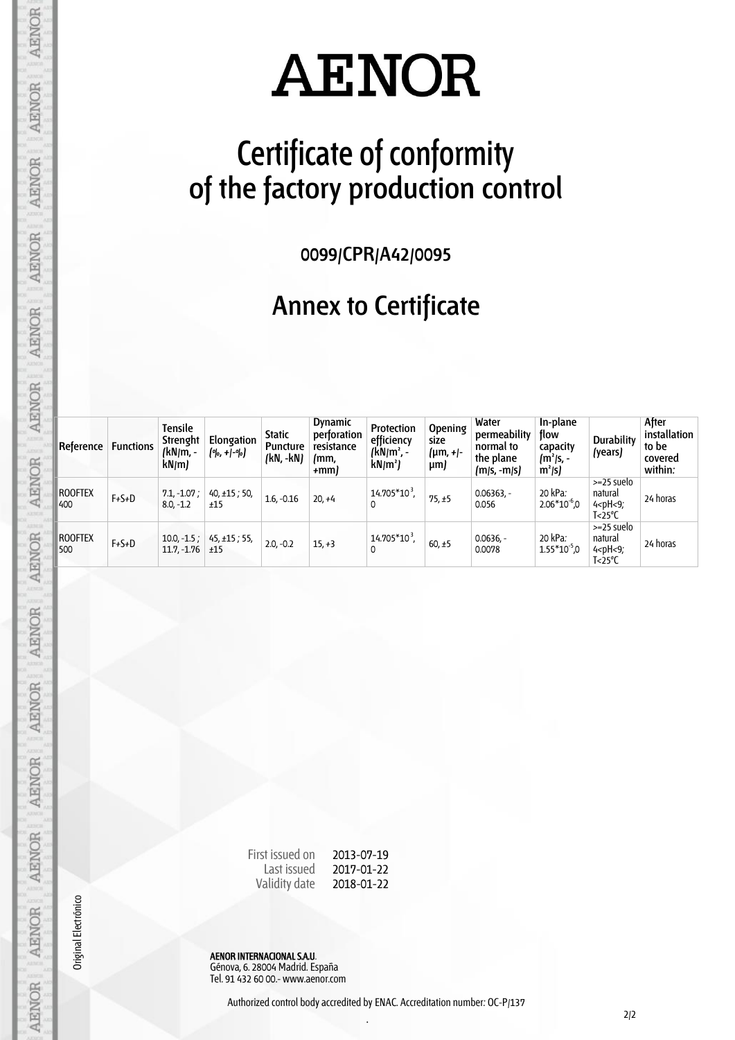# AENOR

# Certificate of conformity of the factory production control

0099/CPR/A42/0095

## Annex to Certificate

| Reference | Functions | Tensile Strenght (kN/m, -kN/m) | Elongation (%, +/-%) | Static Puncture (kN, -kN) | Dynamic perforation resistance (mm, +mm) | Protection efficiency (kN/m², -kN/m²) | Opening size (μm, +/-μm) | Water permeability normal to the plane (m/s, -m/s) | In-plane flow capacity (m²/s, -m²/s) | Durability (years) | After installation to be covered within: |
|---|---|---|---|---|---|---|---|---|---|---|---|
| ROOFTEX 400 | F+S+D | 7.1, -1.07 ; 8.0, -1.2 | 40, ±15 ; 50, ±15 | 1.6, -0.16 | 20, +4 | $14.705*10^3$, 0 | 75, ±5 | 0.06363, -0.056 | 20 kPa: $2.06*10^{-6}$,0 | >=25 suelo natural 4<pH<9; T<25°C | 24 horas |
| ROOFTEX 500 | F+S+D | 10.0, -1.5 ; 11.7, -1.76 | 45, ±15 ; 55, ±15 | 2.0, -0.2 | 15, +3 | $14.705*10^3$, 0 | 60, ±5 | 0.0636, -0.0078 | 20 kPa: $1.55*10^{-5}$,0 | >=25 suelo natural 4<pH<9; T<25°C | 24 horas |

First issued on 2013-07-19
Last issued 2017-01-22
Validity date 2018-01-22

Original Electrónico

**AENOR INTERNACIONAL S.A.U.**
Génova, 6. 28004 Madrid. España
Tel. 91 432 60 00.- www.aenor.com

Authorized control body accredited by ENAC. Accreditation number: OC-P/137